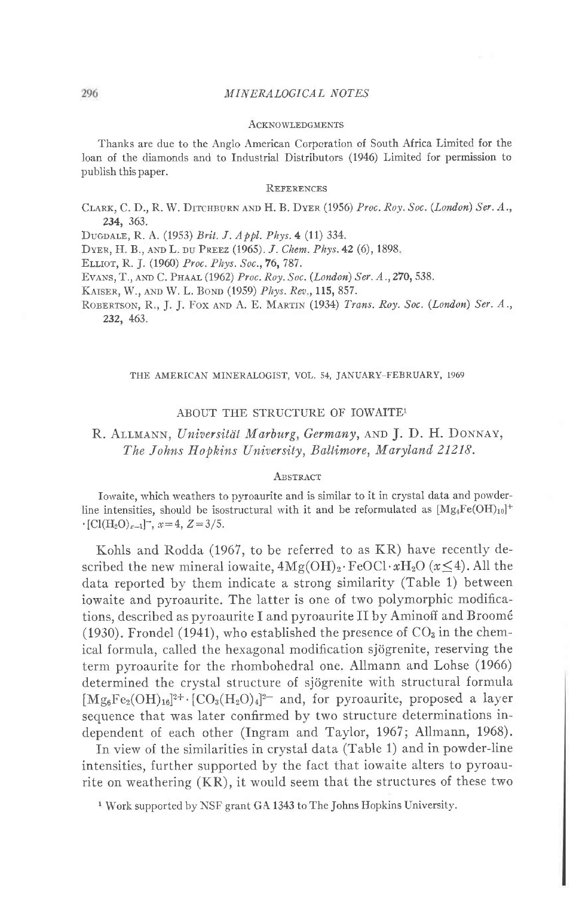### Acknowledgments

Thanks are due to the Anglo American Corporation of South Africa Limited for the loan of the diamonds and to Industrial Distributors (1946) Limited for permission to publish this paper.

### References

Clark, C. D., R. W. Ditchburn and H. B. Dyer (1956) *Proc. Roy. Soc. (London) Ser. A.*, **234**, 363.

Dugdale, R. A. (1953) *Brit. J. Appl. Phys.* **4** (11) 334.

Dyer, H. B., and L. du Preez (1965). *J. Chem. Phys.* **42** (6), 1898.

Elliot, R. J. (1960) *Proc. Phys. Soc.*, **76**, 787.

Evans, T., and C. Phaal (1962) *Proc. Roy. Soc. (London) Ser. A.*, **270**, 538.

Kaiser, W., and W. L. Bond (1959) *Phys. Rev.*, **115**, 857.

Robertson, R., J. J. Fox and A. E. Martin (1934) *Trans. Roy. Soc. (London) Ser. A.*, **232**, 463.

---

THE AMERICAN MINERALOGIST, VOL. 54, JANUARY–FEBRUARY, 1969

# ABOUT THE STRUCTURE OF IOWAITE[1]

R. Allmann, *Universität Marburg, Germany*, and J. D. H. Donnay, *The Johns Hopkins University, Baltimore, Maryland 21218.*

### Abstract

Iowaite, which weathers to pyroaurite and is similar to it in crystal data and powder-line intensities, should be isostructural with it and be reformulated as $[Mg_4Fe(OH)_{10}]^+ \cdot [Cl(H_2O)_{x-1}]^-$, $x=4$, $Z=3/5$.

Kohls and Rodda (1967, to be referred to as KR) have recently described the new mineral iowaite, $4Mg(OH)_2 \cdot FeOCl \cdot xH_2O$ ($x \leq 4$). All the data reported by them indicate a strong similarity (Table 1) between iowaite and pyroaurite. The latter is one of two polymorphic modifications, described as pyroaurite I and pyroaurite II by Aminoff and Broomé (1930). Frondel (1941), who established the presence of $CO_3$ in the chemical formula, called the hexagonal modification sjögrenite, reserving the term pyroaurite for the rhombohedral one. Allmann and Lohse (1966) determined the crystal structure of sjögrenite with structural formula $[Mg_6Fe_2(OH)_{16}]^{2+} \cdot [CO_3(H_2O)_4]^{2-}$ and, for pyroaurite, proposed a layer sequence that was later confirmed by two structure determinations independent of each other (Ingram and Taylor, 1967; Allmann, 1968).

In view of the similarities in crystal data (Table 1) and in powder-line intensities, further supported by the fact that iowaite alters to pyroaurite on weathering (KR), it would seem that the structures of these two

[1] Work supported by NSF grant GA 1343 to The Johns Hopkins University.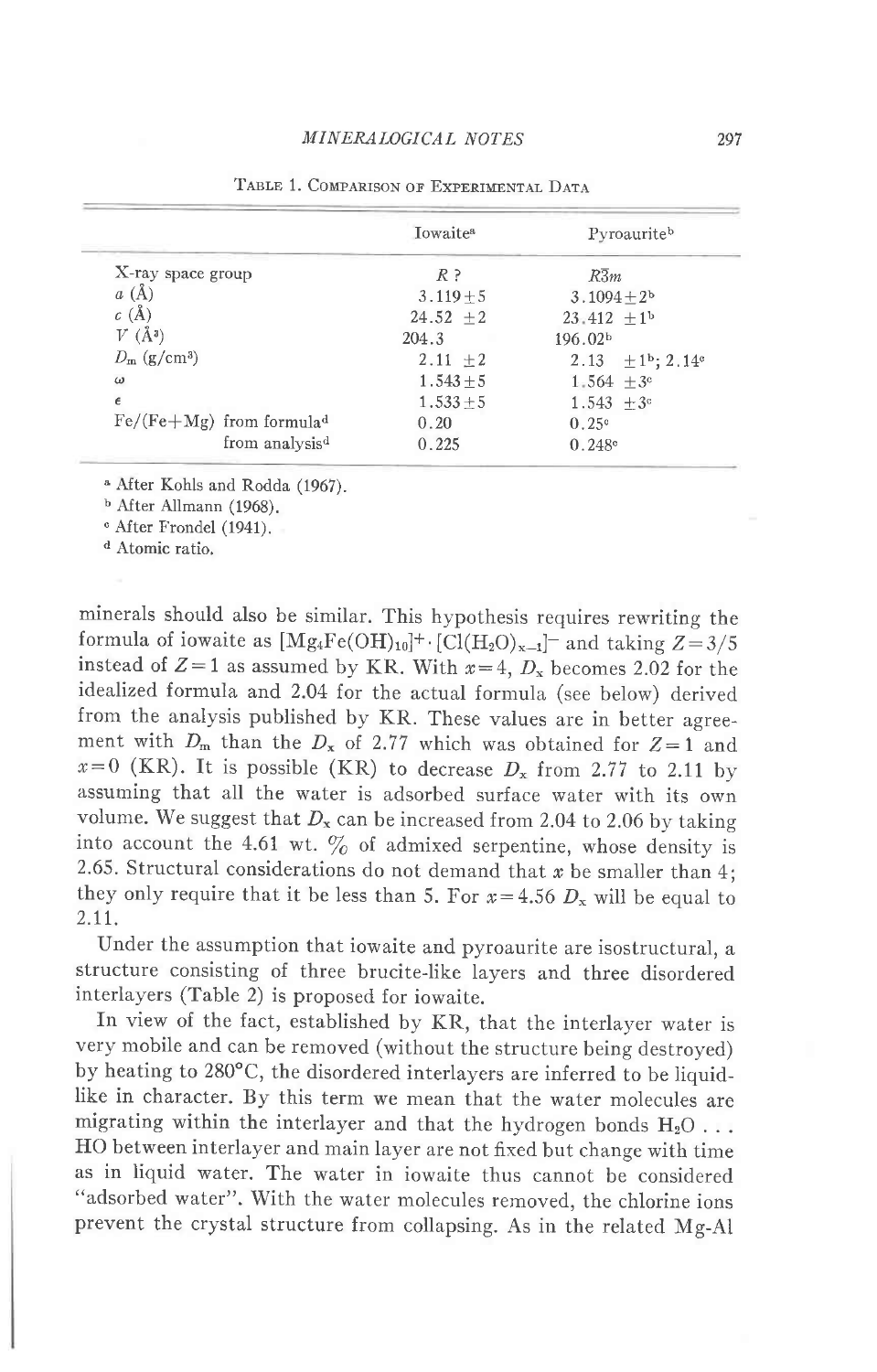Table 1. Comparison of Experimental Data

| | Iowaite[a] | Pyroaurite[b] |
|---|---|---|
| X-ray space group | $R$ ? | $R\bar{3}m$ |
| $a$ (Å) | $3.119 \pm 5$ | $3.1094 \pm 2$[b] |
| $c$ (Å) | $24.52 \pm 2$ | $23.412 \pm 1$[b] |
| $V$ (Å$^3$) | 204.3 | 196.02[b] |
| $D_m$ (g/cm$^3$) | $2.11 \pm 2$ | $2.13 \pm 1$[b]; 2.14[c] |
| $\omega$ | $1.543 \pm 5$ | $1.564 \pm 3$[c] |
| $\epsilon$ | $1.533 \pm 5$ | $1.543 \pm 3$[c] |
| Fe/(Fe+Mg) from formula[d] | 0.20 | 0.25[c] |
| from analysis[d] | 0.225 | 0.248[c] |

[a] After Kohls and Rodda (1967).
[b] After Allmann (1968).
[c] After Frondel (1941).
[d] Atomic ratio.

minerals should also be similar. This hypothesis requires rewriting the formula of iowaite as $[Mg_4Fe(OH)_{10}]^+ \cdot [Cl(H_2O)_{x-1}]^-$ and taking $Z=3/5$ instead of $Z=1$ as assumed by KR. With $x=4$, $D_x$ becomes 2.02 for the idealized formula and 2.04 for the actual formula (see below) derived from the analysis published by KR. These values are in better agreement with $D_m$ than the $D_x$ of 2.77 which was obtained for $Z=1$ and $x=0$ (KR). It is possible (KR) to decrease $D_x$ from 2.77 to 2.11 by assuming that all the water is adsorbed surface water with its own volume. We suggest that $D_x$ can be increased from 2.04 to 2.06 by taking into account the 4.61 wt. % of admixed serpentine, whose density is 2.65. Structural considerations do not demand that $x$ be smaller than 4; they only require that it be less than 5. For $x=4.56$ $D_x$ will be equal to 2.11.

Under the assumption that iowaite and pyroaurite are isostructural, a structure consisting of three brucite-like layers and three disordered interlayers (Table 2) is proposed for iowaite.

In view of the fact, established by KR, that the interlayer water is very mobile and can be removed (without the structure being destroyed) by heating to 280°C, the disordered interlayers are inferred to be liquid-like in character. By this term we mean that the water molecules are migrating within the interlayer and that the hydrogen bonds $H_2O$ . . . HO between interlayer and main layer are not fixed but change with time as in liquid water. The water in iowaite thus cannot be considered "adsorbed water". With the water molecules removed, the chlorine ions prevent the crystal structure from collapsing. As in the related Mg-Al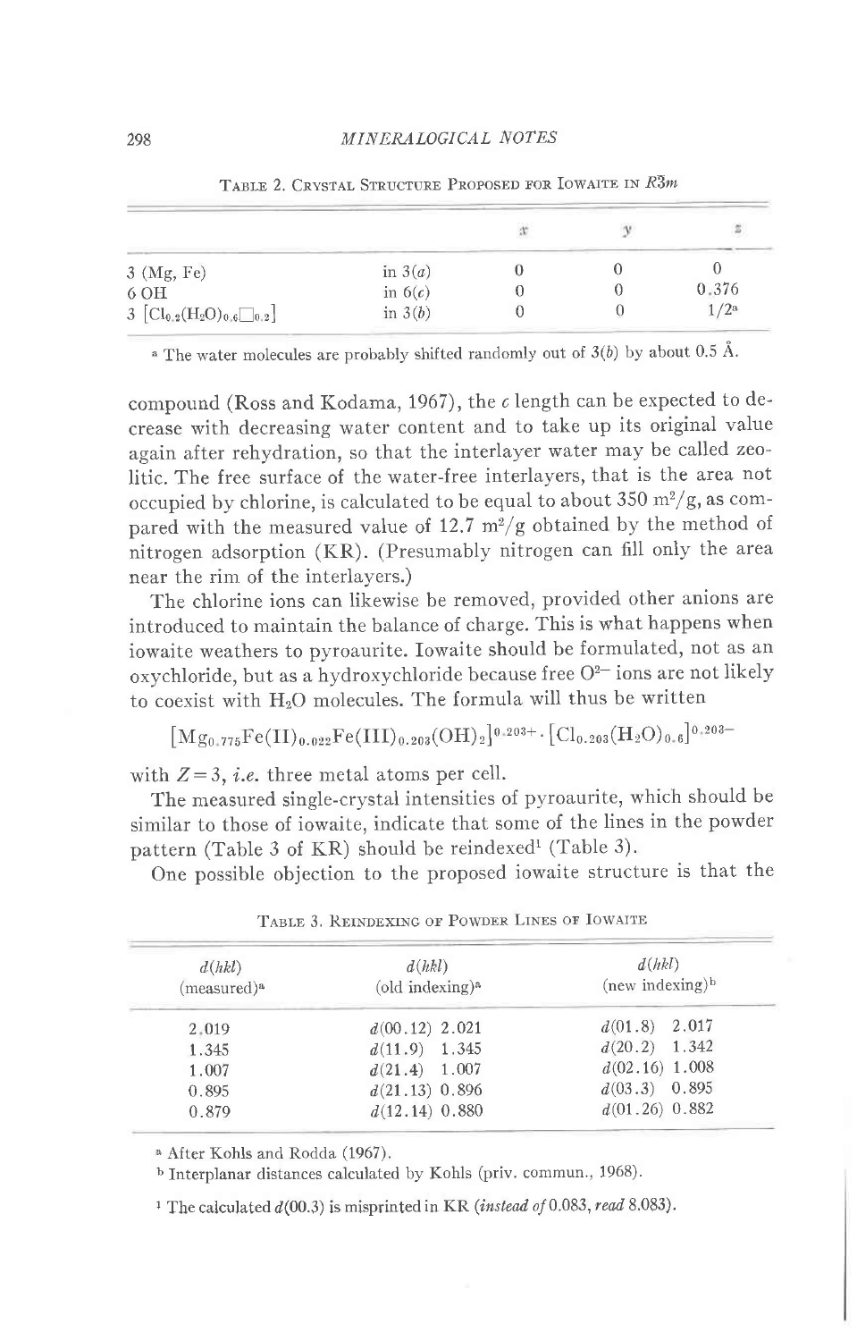TABLE 2. CRYSTAL STRUCTURE PROPOSED FOR IOWAITE IN $R\bar{3}m$

| | | $x$ | $y$ | $z$ |
|---|---|---|---|---|
| 3 (Mg, Fe) | in 3($a$) | 0 | 0 | 0 |
| 6 OH | in 6($c$) | 0 | 0 | 0.376 |
| 3 $[Cl_{0.2}(H_2O)_{0.6}\square_{0.2}]$ | in 3($b$) | 0 | 0 | 1/2[a] |

[a] The water molecules are probably shifted randomly out of 3($b$) by about 0.5 Å.

compound (Ross and Kodama, 1967), the $c$ length can be expected to decrease with decreasing water content and to take up its original value again after rehydration, so that the interlayer water may be called zeolitic. The free surface of the water-free interlayers, that is the area not occupied by chlorine, is calculated to be equal to about 350 $m^2/g$, as compared with the measured value of 12.7 $m^2/g$ obtained by the method of nitrogen adsorption (KR). (Presumably nitrogen can fill only the area near the rim of the interlayers.)

The chlorine ions can likewise be removed, provided other anions are introduced to maintain the balance of charge. This is what happens when iowaite weathers to pyroaurite. Iowaite should be formulated, not as an oxychloride, but as a hydroxychloride because free $O^{2-}$ ions are not likely to coexist with $H_2O$ molecules. The formula will thus be written

$$[Mg_{0.775}Fe(II)_{0.022}Fe(III)_{0.203}(OH)_2]^{0.203+}\cdot[Cl_{0.203}(H_2O)_{0.6}]^{0.203-}$$

with $Z=3$, *i.e.* three metal atoms per cell.

The measured single-crystal intensities of pyroaurite, which should be similar to those of iowaite, indicate that some of the lines in the powder pattern (Table 3 of KR) should be reindexed[1] (Table 3).

One possible objection to the proposed iowaite structure is that the

TABLE 3. REINDEXING OF POWDER LINES OF IOWAITE

| $d(hkl)$ (measured)[a] | $d(hkl)$ (old indexing)[a] | $d(hkl)$ (new indexing)[b] |
|---|---|---|
| 2.019 | $d$(00.12) 2.021 | $d$(01.8) 2.017 |
| 1.345 | $d$(11.9) 1.345 | $d$(20.2) 1.342 |
| 1.007 | $d$(21.4) 1.007 | $d$(02.16) 1.008 |
| 0.895 | $d$(21.13) 0.896 | $d$(03.3) 0.895 |
| 0.879 | $d$(12.14) 0.880 | $d$(01.26) 0.882 |

[a] After Kohls and Rodda (1967).

[b] Interplanar distances calculated by Kohls (priv. commun., 1968).

[1] The calculated $d$(00.3) is misprinted in KR (*instead of* 0.083, *read* 8.083).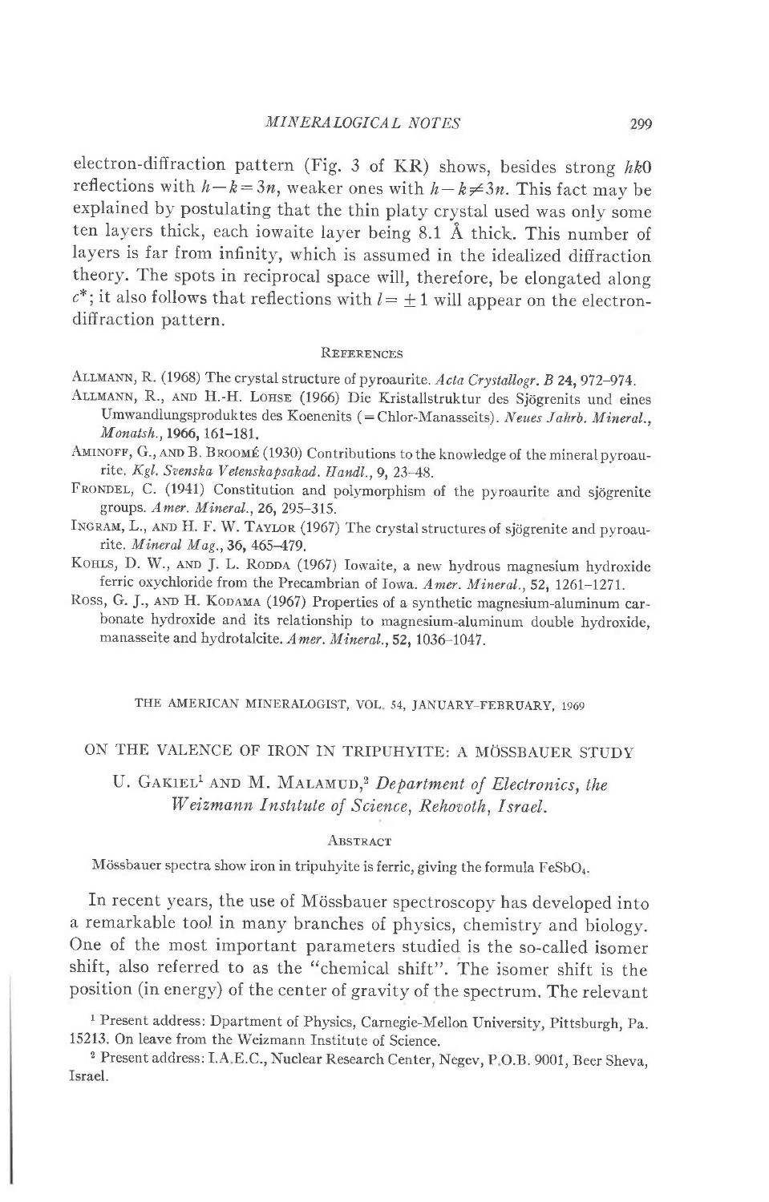electron-diffraction pattern (Fig. 3 of KR) shows, besides strong $hk0$ reflections with $h-k=3n$, weaker ones with $h-k\neq 3n$. This fact may be explained by postulating that the thin platy crystal used was only some ten layers thick, each iowaite layer being 8.1 Å thick. This number of layers is far from infinity, which is assumed in the idealized diffraction theory. The spots in reciprocal space will, therefore, be elongated along $c^*$; it also follows that reflections with $l=\pm 1$ will appear on the electron-diffraction pattern.

## References

Allmann, R. (1968) The crystal structure of pyroaurite. *Acta Crystallogr. B* **24,** 972–974.

Allmann, R., and H.-H. Lohse (1966) Die Kristallstruktur des Sjögrenits und eines Umwandlungsproduktes des Koenenits (= Chlor-Manasseits). *Neues Jahrb. Mineral., Monatsh.*, **1966,** 161–181.

Aminoff, G., and B. Broomé (1930) Contributions to the knowledge of the mineral pyroaurite. *Kgl. Svenska Vetenskapsakad. Handl.*, **9,** 23–48.

Frondel, C. (1941) Constitution and polymorphism of the pyroaurite and sjögrenite groups. *Amer. Mineral.*, **26,** 295–315.

Ingram, L., and H. F. W. Taylor (1967) The crystal structures of sjögrenite and pyroaurite. *Mineral Mag.*, **36,** 465–479.

Kohls, D. W., and J. L. Rodda (1967) Iowaite, a new hydrous magnesium hydroxide ferric oxychloride from the Precambrian of Iowa. *Amer. Mineral.*, **52,** 1261–1271.

Ross, G. J., and H. Kodama (1967) Properties of a synthetic magnesium-aluminum carbonate hydroxide and its relationship to magnesium-aluminum double hydroxide, manasseite and hydrotalcite. *Amer. Mineral.*, **52,** 1036–1047.

THE AMERICAN MINERALOGIST, VOL. 54, JANUARY–FEBRUARY, 1969

# ON THE VALENCE OF IRON IN TRIPUHYITE: A MÖSSBAUER STUDY

U. Gakiel[1] and M. Malamud,[2] *Department of Electronics, the Weizmann Institute of Science, Rehovoth, Israel.*

## Abstract

Mössbauer spectra show iron in tripuhyite is ferric, giving the formula $FeSbO_4$.

In recent years, the use of Mössbauer spectroscopy has developed into a remarkable tool in many branches of physics, chemistry and biology. One of the most important parameters studied is the so-called isomer shift, also referred to as the "chemical shift". The isomer shift is the position (in energy) of the center of gravity of the spectrum. The relevant

[1] Present address: Dpartment of Physics, Carnegie-Mellon University, Pittsburgh, Pa. 15213. On leave from the Weizmann Institute of Science.

[2] Present address: I.A.E.C., Nuclear Research Center, Negev, P.O.B. 9001, Beer Sheva, Israel.